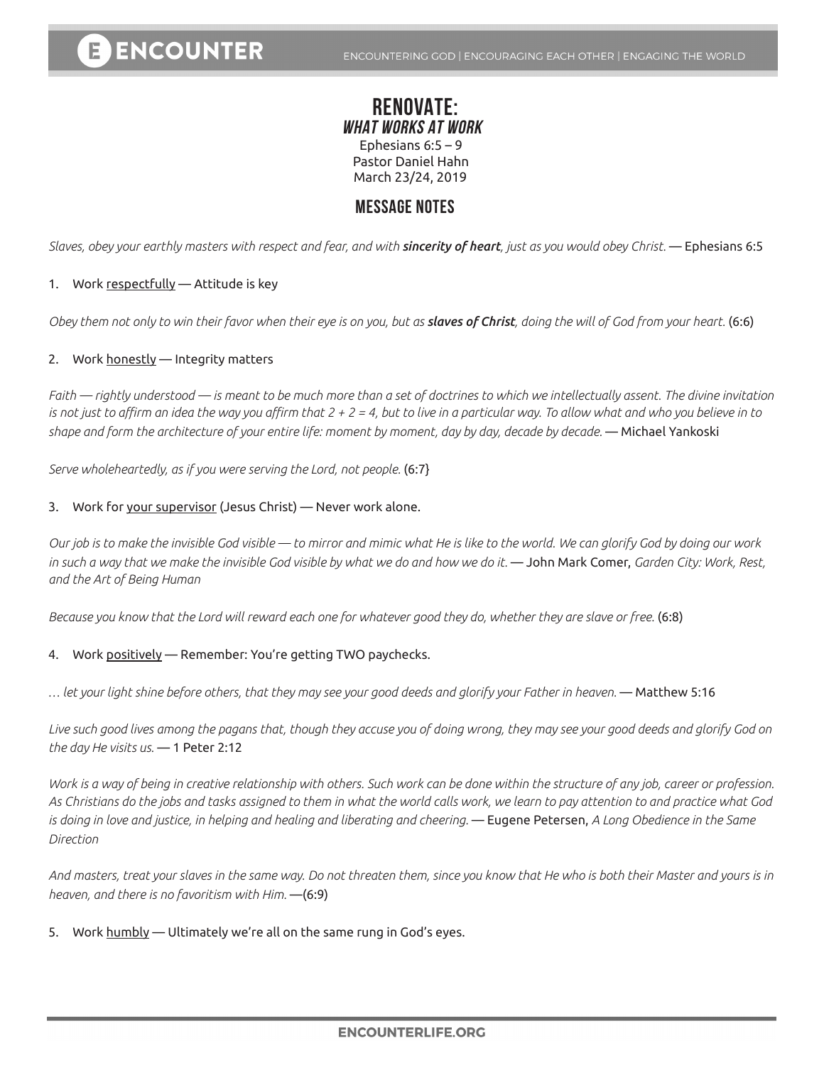# RENOVATE:
## *WHAT WORKS AT WORK*

Ephesians 6:5 – 9
Pastor Daniel Hahn
March 23/24, 2019

## MESSAGE NOTES

*Slaves, obey your earthly masters with respect and fear, and with **sincerity of heart**, just as you would obey Christ.* — Ephesians 6:5

1. Work <u>respectfully</u> — Attitude is key

*Obey them not only to win their favor when their eye is on you, but as **slaves of Christ**, doing the will of God from your heart.* (6:6)

2. Work <u>honestly</u> — Integrity matters

*Faith — rightly understood — is meant to be much more than a set of doctrines to which we intellectually assent. The divine invitation is not just to affirm an idea the way you affirm that 2 + 2 = 4, but to live in a particular way. To allow what and who you believe in to shape and form the architecture of your entire life: moment by moment, day by day, decade by decade.* — Michael Yankoski

*Serve wholeheartedly, as if you were serving the Lord, not people.* (6:7}

3. Work for <u>your supervisor</u> (Jesus Christ) — Never work alone.

*Our job is to make the invisible God visible — to mirror and mimic what He is like to the world. We can glorify God by doing our work in such a way that we make the invisible God visible by what we do and how we do it.* — John Mark Comer, *Garden City: Work, Rest, and the Art of Being Human*

*Because you know that the Lord will reward each one for whatever good they do, whether they are slave or free.* (6:8)

4. Work <u>positively</u> — Remember: You're getting TWO paychecks.

*… let your light shine before others, that they may see your good deeds and glorify your Father in heaven.* — Matthew 5:16

*Live such good lives among the pagans that, though they accuse you of doing wrong, they may see your good deeds and glorify God on the day He visits us.* — 1 Peter 2:12

*Work is a way of being in creative relationship with others. Such work can be done within the structure of any job, career or profession. As Christians do the jobs and tasks assigned to them in what the world calls work, we learn to pay attention to and practice what God is doing in love and justice, in helping and healing and liberating and cheering.* — Eugene Petersen, *A Long Obedience in the Same Direction*

*And masters, treat your slaves in the same way. Do not threaten them, since you know that He who is both their Master and yours is in heaven, and there is no favoritism with Him.* —(6:9)

5. Work <u>humbly</u> — Ultimately we're all on the same rung in God's eyes.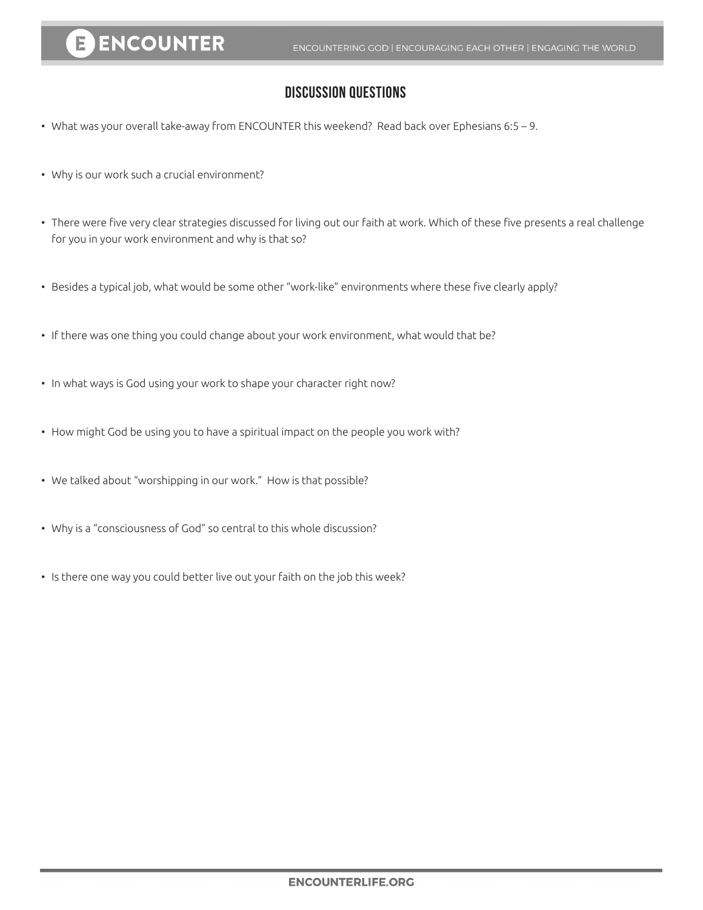## DISCUSSION QUESTIONS

- What was your overall take-away from ENCOUNTER this weekend? Read back over Ephesians 6:5 – 9.
- Why is our work such a crucial environment?
- There were five very clear strategies discussed for living out our faith at work. Which of these five presents a real challenge for you in your work environment and why is that so?
- Besides a typical job, what would be some other "work-like" environments where these five clearly apply?
- If there was one thing you could change about your work environment, what would that be?
- In what ways is God using your work to shape your character right now?
- How might God be using you to have a spiritual impact on the people you work with?
- We talked about "worshipping in our work." How is that possible?
- Why is a "consciousness of God" so central to this whole discussion?
- Is there one way you could better live out your faith on the job this week?